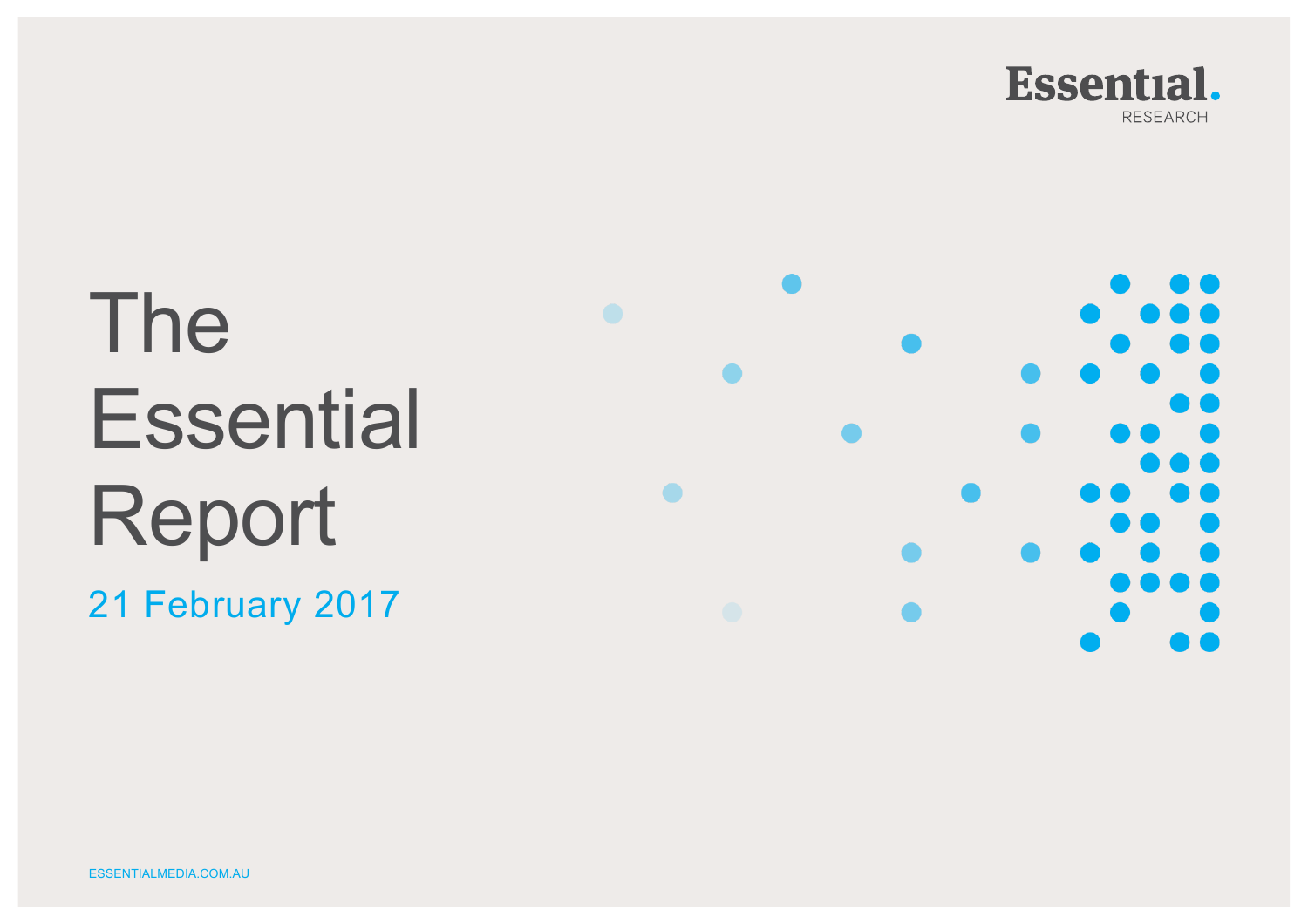Essential. RESEARCH

# The Essential Report

21 February 2017

ESSENTIALMEDIA.COM.AU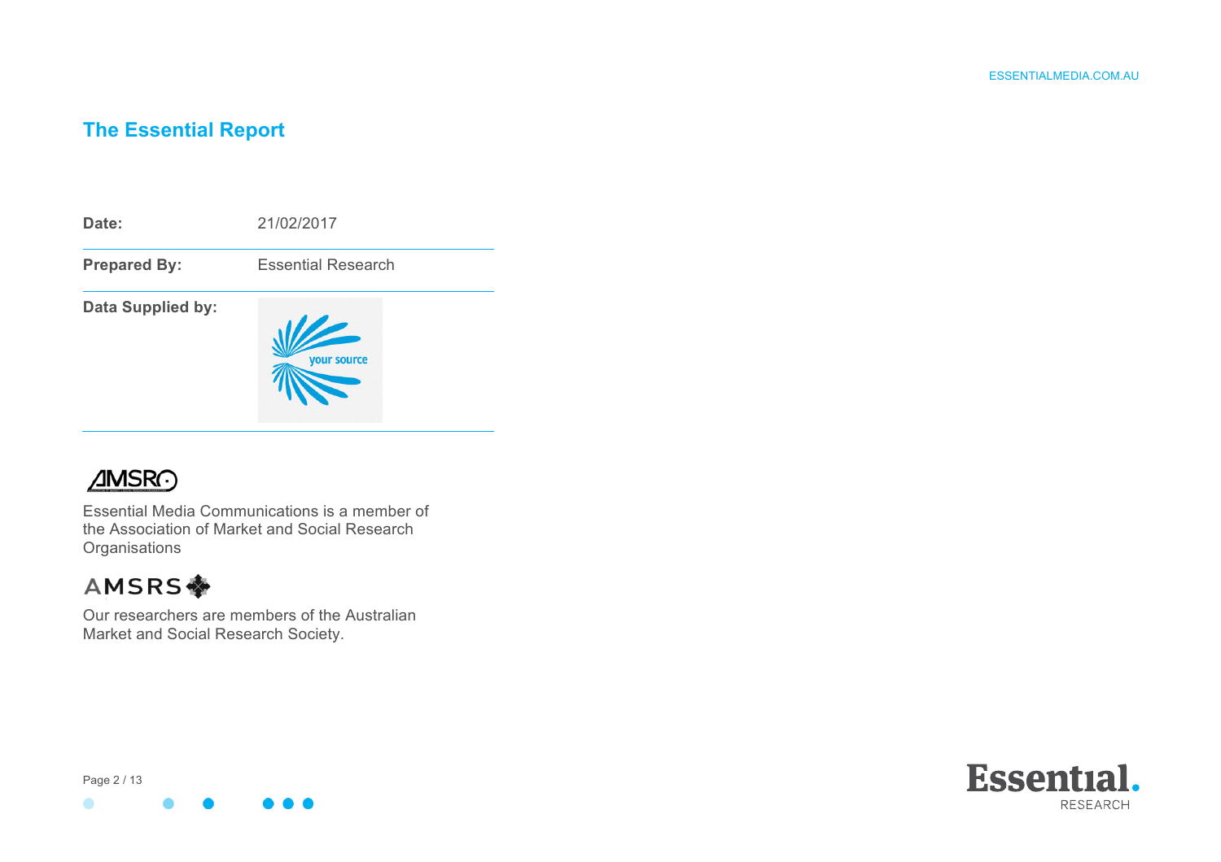## The Essential Report

| | |
|---|---|
| **Date:** | 21/02/2017 |
| **Prepared By:** | Essential Research |
| **Data Supplied by:** | your source |

Essential Media Communications is a member of the Association of Market and Social Research Organisations

Our researchers are members of the Australian Market and Social Research Society.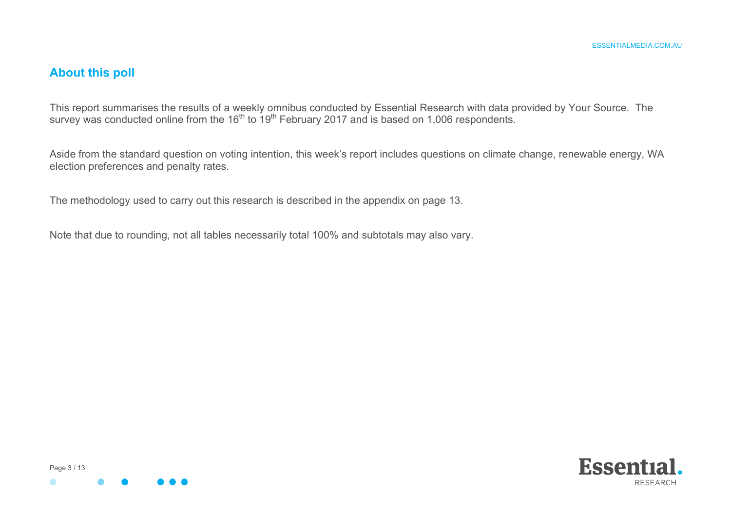## About this poll

This report summarises the results of a weekly omnibus conducted by Essential Research with data provided by Your Source. The survey was conducted online from the 16th to 19th February 2017 and is based on 1,006 respondents.

Aside from the standard question on voting intention, this week's report includes questions on climate change, renewable energy, WA election preferences and penalty rates.

The methodology used to carry out this research is described in the appendix on page 13.

Note that due to rounding, not all tables necessarily total 100% and subtotals may also vary.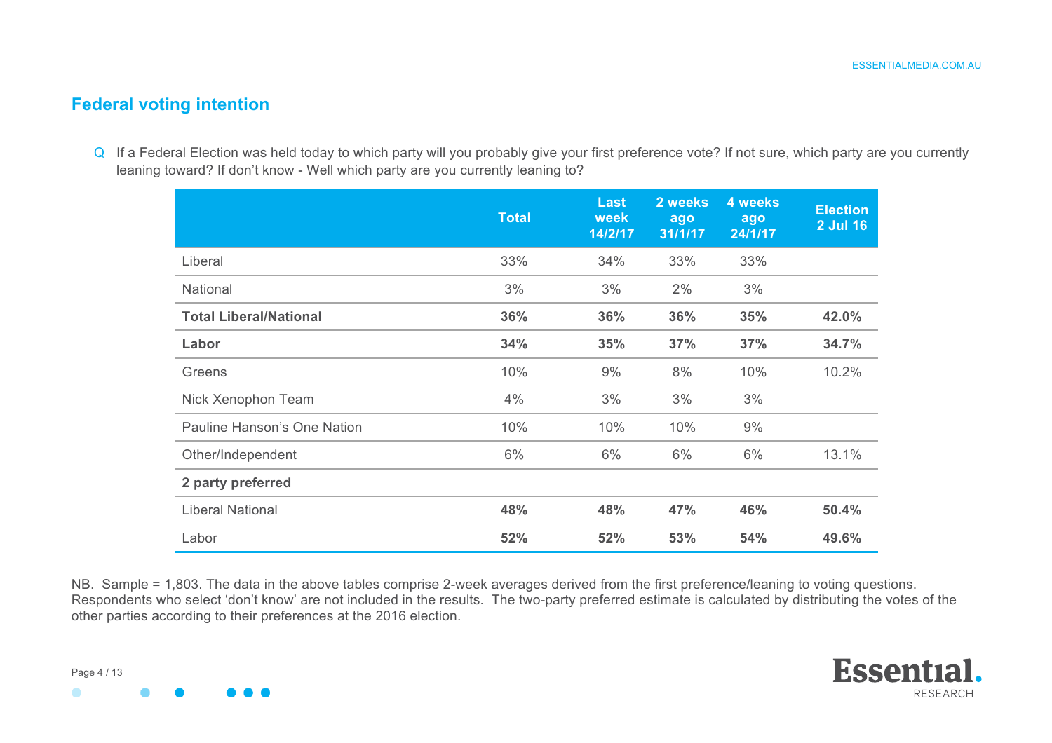## Federal voting intention

Q If a Federal Election was held today to which party will you probably give your first preference vote? If not sure, which party are you currently leaning toward? If don't know - Well which party are you currently leaning to?

| | Total | Last week 14/2/17 | 2 weeks ago 31/1/17 | 4 weeks ago 24/1/17 | Election 2 Jul 16 |
|---|---|---|---|---|---|
| Liberal | 33% | 34% | 33% | 33% | |
| National | 3% | 3% | 2% | 3% | |
| **Total Liberal/National** | **36%** | **36%** | **36%** | **35%** | **42.0%** |
| **Labor** | **34%** | **35%** | **37%** | **37%** | **34.7%** |
| Greens | 10% | 9% | 8% | 10% | 10.2% |
| Nick Xenophon Team | 4% | 3% | 3% | 3% | |
| Pauline Hanson's One Nation | 10% | 10% | 10% | 9% | |
| Other/Independent | 6% | 6% | 6% | 6% | 13.1% |
| **2 party preferred** | | | | | |
| Liberal National | **48%** | **48%** | **47%** | **46%** | **50.4%** |
| Labor | **52%** | **52%** | **53%** | **54%** | **49.6%** |

NB. Sample = 1,803. The data in the above tables comprise 2-week averages derived from the first preference/leaning to voting questions. Respondents who select 'don't know' are not included in the results. The two-party preferred estimate is calculated by distributing the votes of the other parties according to their preferences at the 2016 election.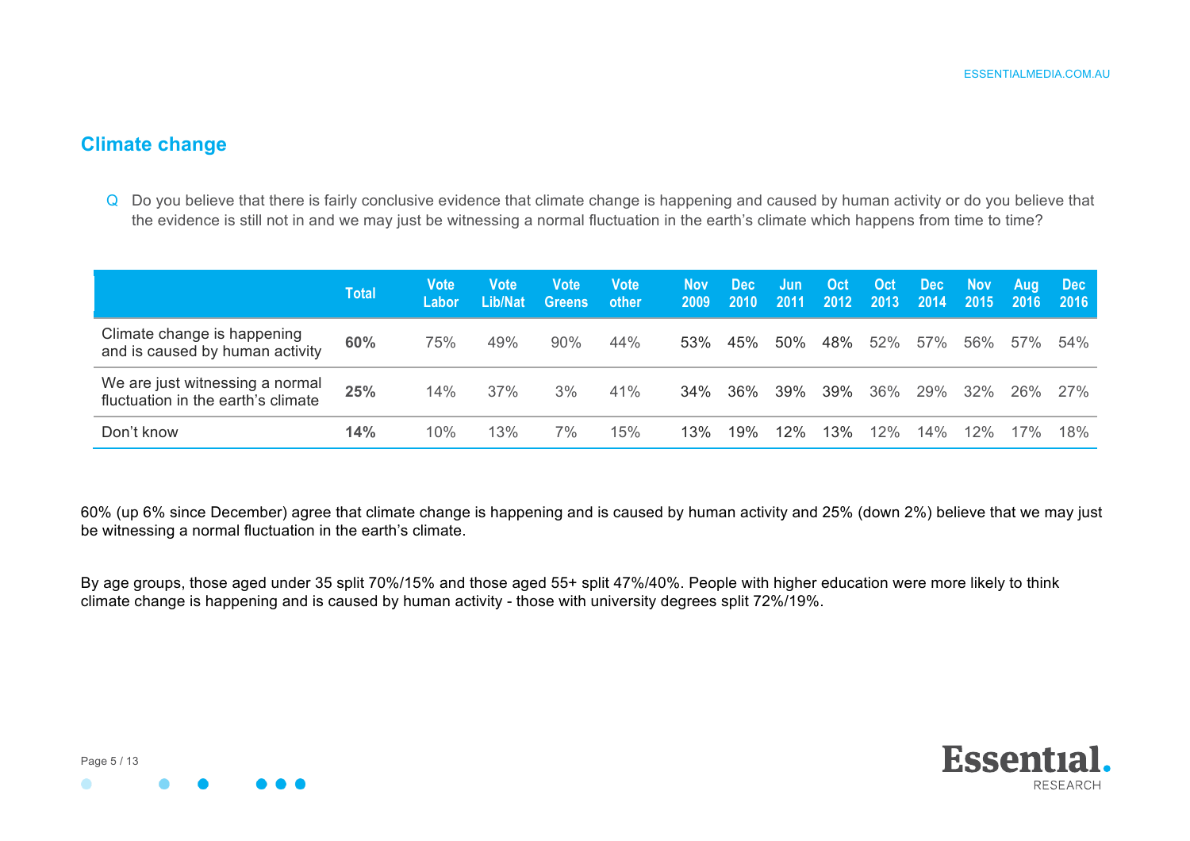## Climate change

Q Do you believe that there is fairly conclusive evidence that climate change is happening and caused by human activity or do you believe that the evidence is still not in and we may just be witnessing a normal fluctuation in the earth's climate which happens from time to time?

| | Total | Vote Labor | Vote Lib/Nat | Vote Greens | Vote other | Nov 2009 | Dec 2010 | Jun 2011 | Oct 2012 | Oct 2013 | Dec 2014 | Nov 2015 | Aug 2016 | Dec 2016 |
|---|---|---|---|---|---|---|---|---|---|---|---|---|---|---|
| Climate change is happening and is caused by human activity | **60%** | 75% | 49% | 90% | 44% | 53% | 45% | 50% | 48% | 52% | 57% | 56% | 57% | 54% |
| We are just witnessing a normal fluctuation in the earth's climate | **25%** | 14% | 37% | 3% | 41% | 34% | 36% | 39% | 39% | 36% | 29% | 32% | 26% | 27% |
| Don't know | **14%** | 10% | 13% | 7% | 15% | 13% | 19% | 12% | 13% | 12% | 14% | 12% | 17% | 18% |

60% (up 6% since December) agree that climate change is happening and is caused by human activity and 25% (down 2%) believe that we may just be witnessing a normal fluctuation in the earth's climate.

By age groups, those aged under 35 split 70%/15% and those aged 55+ split 47%/40%. People with higher education were more likely to think climate change is happening and is caused by human activity - those with university degrees split 72%/19%.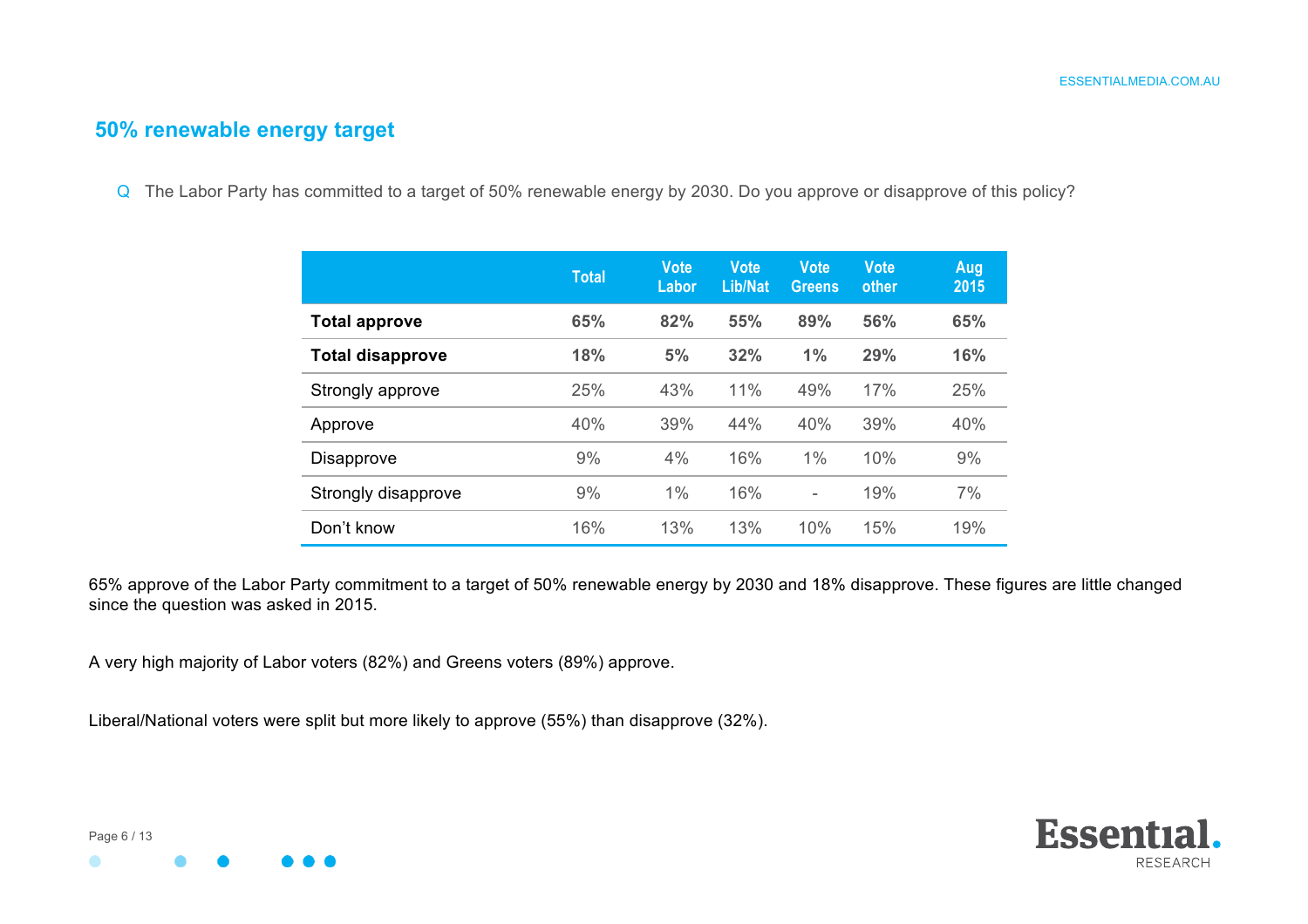## 50% renewable energy target

Q The Labor Party has committed to a target of 50% renewable energy by 2030. Do you approve or disapprove of this policy?

| | Total | Vote Labor | Vote Lib/Nat | Vote Greens | Vote other | Aug 2015 |
|---|---|---|---|---|---|---|
| **Total approve** | **65%** | **82%** | **55%** | **89%** | **56%** | **65%** |
| **Total disapprove** | **18%** | **5%** | **32%** | **1%** | **29%** | **16%** |
| Strongly approve | 25% | 43% | 11% | 49% | 17% | 25% |
| Approve | 40% | 39% | 44% | 40% | 39% | 40% |
| Disapprove | 9% | 4% | 16% | 1% | 10% | 9% |
| Strongly disapprove | 9% | 1% | 16% | - | 19% | 7% |
| Don't know | 16% | 13% | 13% | 10% | 15% | 19% |

65% approve of the Labor Party commitment to a target of 50% renewable energy by 2030 and 18% disapprove. These figures are little changed since the question was asked in 2015.

A very high majority of Labor voters (82%) and Greens voters (89%) approve.

Liberal/National voters were split but more likely to approve (55%) than disapprove (32%).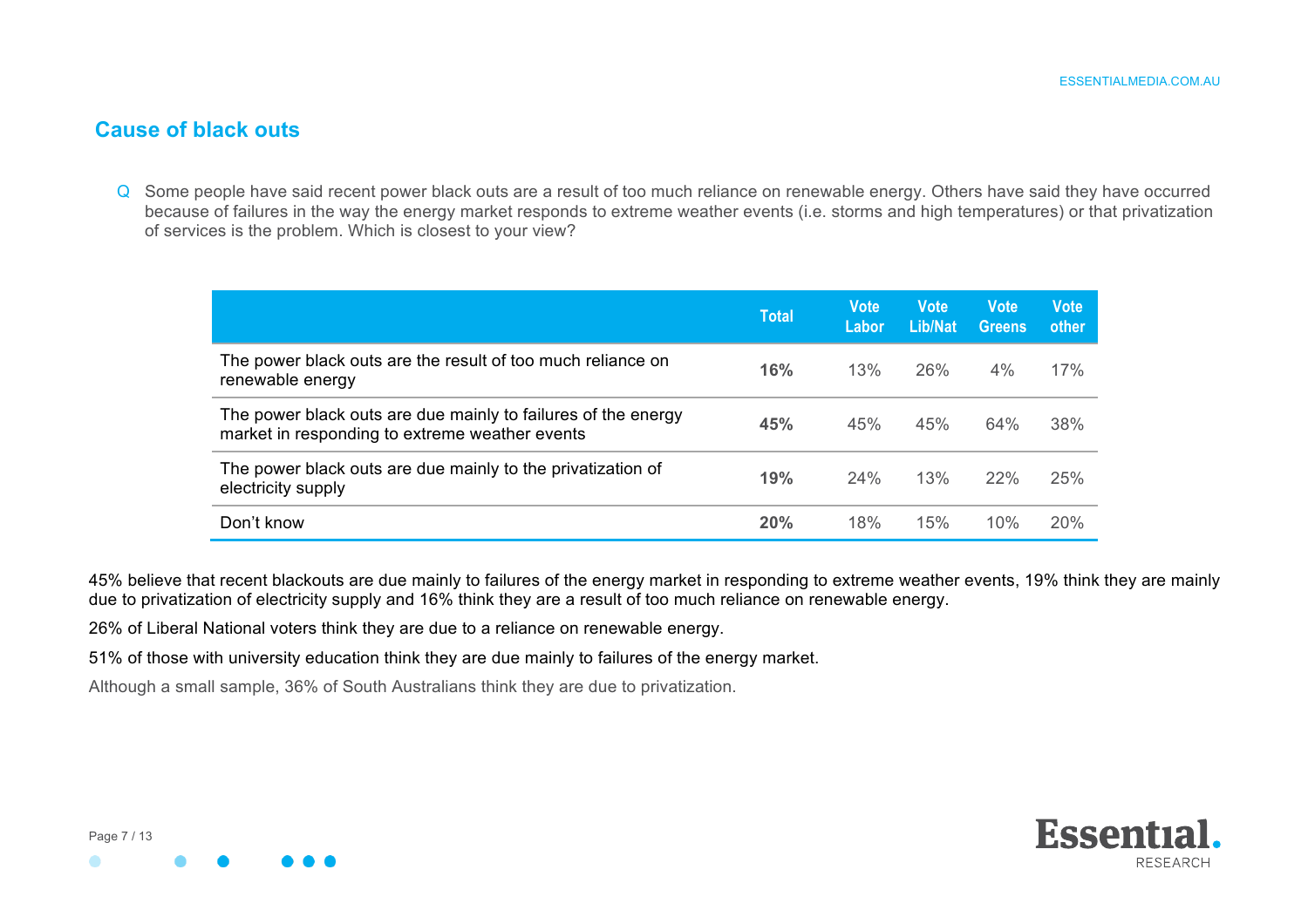## Cause of black outs

Q Some people have said recent power black outs are a result of too much reliance on renewable energy. Others have said they have occurred because of failures in the way the energy market responds to extreme weather events (i.e. storms and high temperatures) or that privatization of services is the problem. Which is closest to your view?

| | Total | Vote Labor | Vote Lib/Nat | Vote Greens | Vote other |
|---|---|---|---|---|---|
| The power black outs are the result of too much reliance on renewable energy | **16%** | 13% | 26% | 4% | 17% |
| The power black outs are due mainly to failures of the energy market in responding to extreme weather events | **45%** | 45% | 45% | 64% | 38% |
| The power black outs are due mainly to the privatization of electricity supply | **19%** | 24% | 13% | 22% | 25% |
| Don't know | **20%** | 18% | 15% | 10% | 20% |

45% believe that recent blackouts are due mainly to failures of the energy market in responding to extreme weather events, 19% think they are mainly due to privatization of electricity supply and 16% think they are a result of too much reliance on renewable energy.

26% of Liberal National voters think they are due to a reliance on renewable energy.

51% of those with university education think they are due mainly to failures of the energy market.

Although a small sample, 36% of South Australians think they are due to privatization.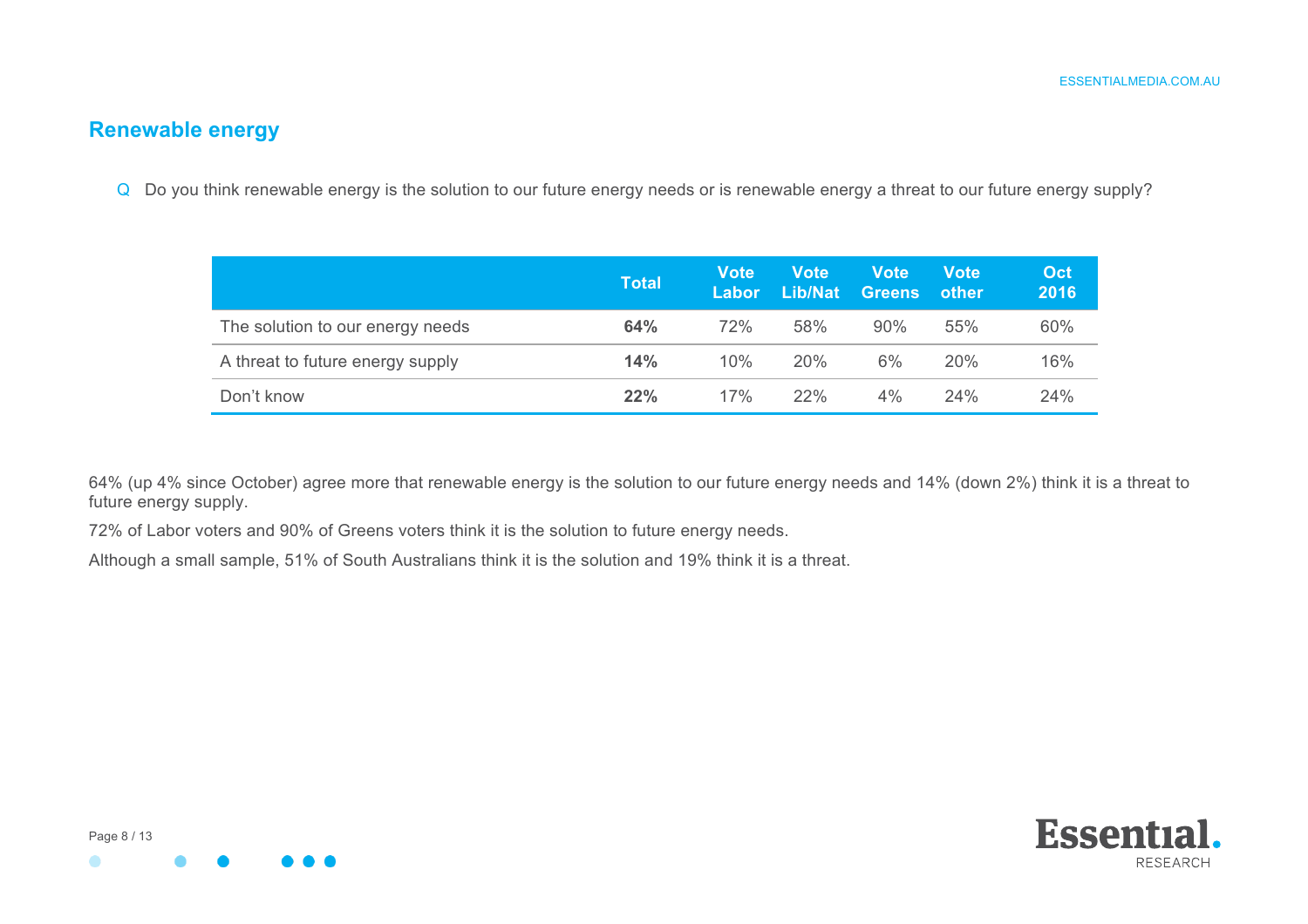## Renewable energy

Q Do you think renewable energy is the solution to our future energy needs or is renewable energy a threat to our future energy supply?

| | Total | Vote Labor | Vote Lib/Nat | Vote Greens | Vote other | Oct 2016 |
|---|---|---|---|---|---|---|
| The solution to our energy needs | **64%** | 72% | 58% | 90% | 55% | 60% |
| A threat to future energy supply | **14%** | 10% | 20% | 6% | 20% | 16% |
| Don't know | **22%** | 17% | 22% | 4% | 24% | 24% |

64% (up 4% since October) agree more that renewable energy is the solution to our future energy needs and 14% (down 2%) think it is a threat to future energy supply.

72% of Labor voters and 90% of Greens voters think it is the solution to future energy needs.

Although a small sample, 51% of South Australians think it is the solution and 19% think it is a threat.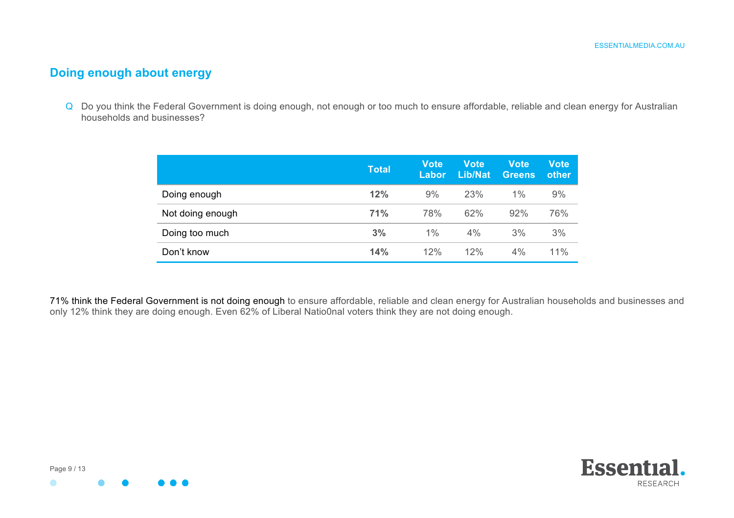## Doing enough about energy

Q Do you think the Federal Government is doing enough, not enough or too much to ensure affordable, reliable and clean energy for Australian households and businesses?

| | Total | Vote Labor | Vote Lib/Nat | Vote Greens | Vote other |
|---|---|---|---|---|---|
| Doing enough | **12%** | 9% | 23% | 1% | 9% |
| Not doing enough | **71%** | 78% | 62% | 92% | 76% |
| Doing too much | **3%** | 1% | 4% | 3% | 3% |
| Don't know | **14%** | 12% | 12% | 4% | 11% |

71% think the Federal Government is not doing enough to ensure affordable, reliable and clean energy for Australian households and businesses and only 12% think they are doing enough. Even 62% of Liberal Natio0nal voters think they are not doing enough.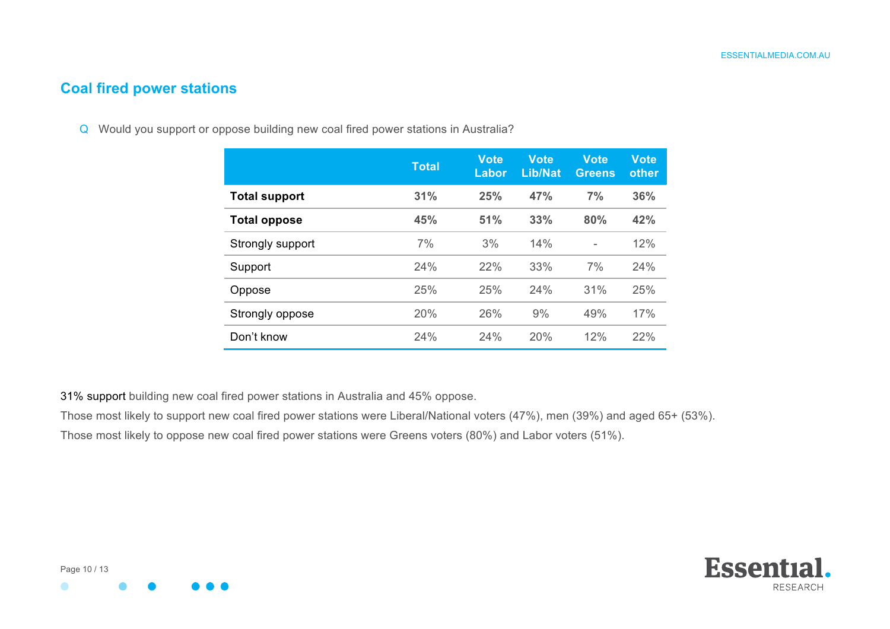## Coal fired power stations

Q Would you support or oppose building new coal fired power stations in Australia?

| | Total | Vote Labor | Vote Lib/Nat | Vote Greens | Vote other |
|---|---|---|---|---|---|
| **Total support** | **31%** | **25%** | **47%** | **7%** | **36%** |
| **Total oppose** | **45%** | **51%** | **33%** | **80%** | **42%** |
| Strongly support | 7% | 3% | 14% | - | 12% |
| Support | 24% | 22% | 33% | 7% | 24% |
| Oppose | 25% | 25% | 24% | 31% | 25% |
| Strongly oppose | 20% | 26% | 9% | 49% | 17% |
| Don't know | 24% | 24% | 20% | 12% | 22% |

31% support building new coal fired power stations in Australia and 45% oppose.

Those most likely to support new coal fired power stations were Liberal/National voters (47%), men (39%) and aged 65+ (53%).

Those most likely to oppose new coal fired power stations were Greens voters (80%) and Labor voters (51%).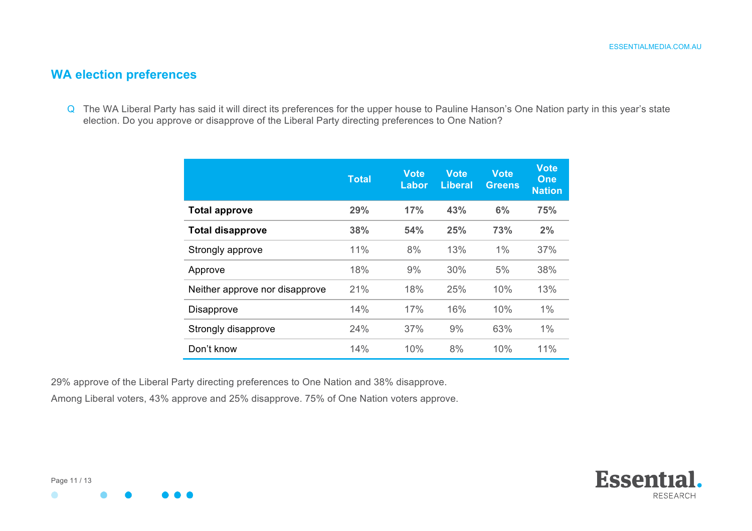## WA election preferences

Q The WA Liberal Party has said it will direct its preferences for the upper house to Pauline Hanson's One Nation party in this year's state election. Do you approve or disapprove of the Liberal Party directing preferences to One Nation?

| | Total | Vote Labor | Vote Liberal | Vote Greens | Vote One Nation |
|---|---|---|---|---|---|
| **Total approve** | **29%** | **17%** | **43%** | **6%** | **75%** |
| **Total disapprove** | **38%** | **54%** | **25%** | **73%** | **2%** |
| Strongly approve | 11% | 8% | 13% | 1% | 37% |
| Approve | 18% | 9% | 30% | 5% | 38% |
| Neither approve nor disapprove | 21% | 18% | 25% | 10% | 13% |
| Disapprove | 14% | 17% | 16% | 10% | 1% |
| Strongly disapprove | 24% | 37% | 9% | 63% | 1% |
| Don't know | 14% | 10% | 8% | 10% | 11% |

29% approve of the Liberal Party directing preferences to One Nation and 38% disapprove.

Among Liberal voters, 43% approve and 25% disapprove. 75% of One Nation voters approve.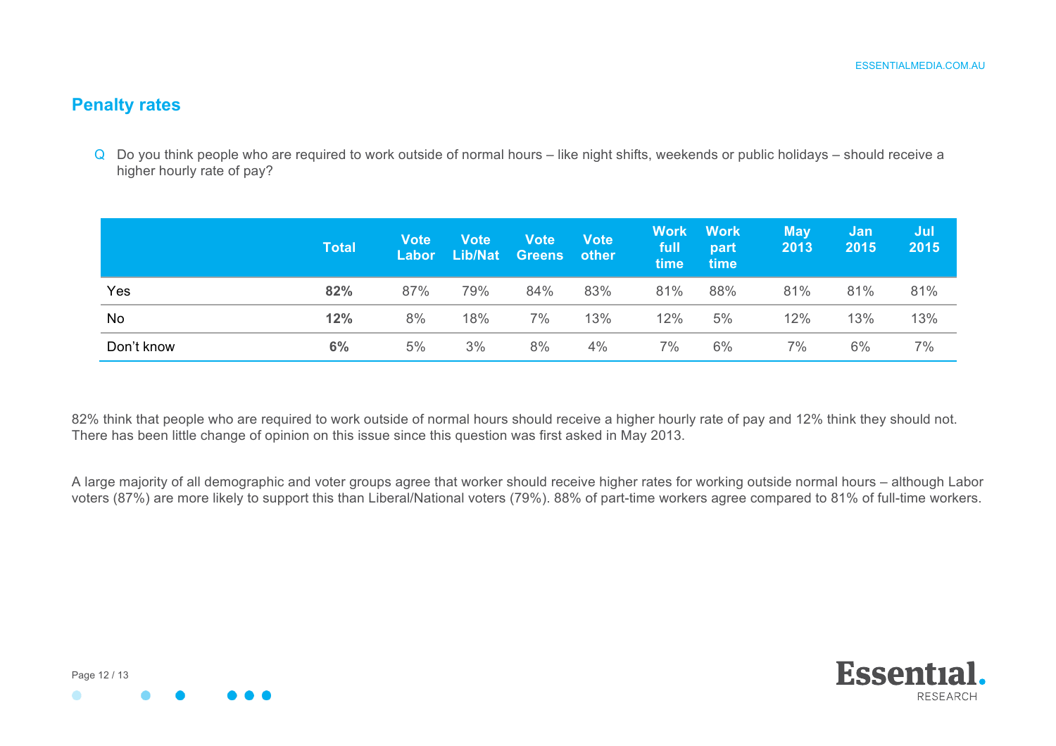## Penalty rates

Q Do you think people who are required to work outside of normal hours – like night shifts, weekends or public holidays – should receive a higher hourly rate of pay?

| | Total | Vote Labor | Vote Lib/Nat | Vote Greens | Vote other | Work full time | Work part time | May 2013 | Jan 2015 | Jul 2015 |
|---|---|---|---|---|---|---|---|---|---|---|
| Yes | **82%** | 87% | 79% | 84% | 83% | 81% | 88% | 81% | 81% | 81% |
| No | **12%** | 8% | 18% | 7% | 13% | 12% | 5% | 12% | 13% | 13% |
| Don't know | **6%** | 5% | 3% | 8% | 4% | 7% | 6% | 7% | 6% | 7% |

82% think that people who are required to work outside of normal hours should receive a higher hourly rate of pay and 12% think they should not. There has been little change of opinion on this issue since this question was first asked in May 2013.

A large majority of all demographic and voter groups agree that worker should receive higher rates for working outside normal hours – although Labor voters (87%) are more likely to support this than Liberal/National voters (79%). 88% of part-time workers agree compared to 81% of full-time workers.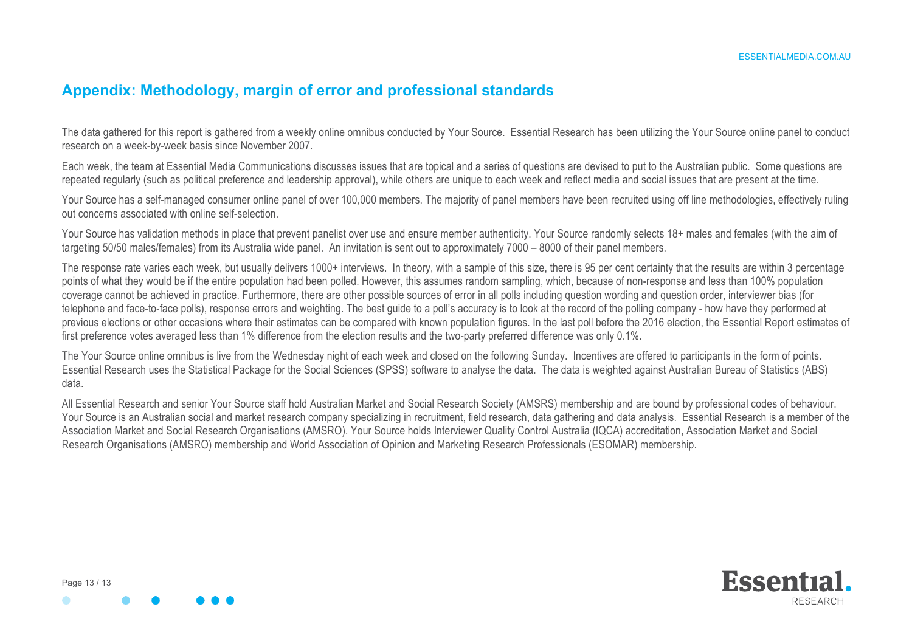## Appendix: Methodology, margin of error and professional standards

The data gathered for this report is gathered from a weekly online omnibus conducted by Your Source. Essential Research has been utilizing the Your Source online panel to conduct research on a week-by-week basis since November 2007.

Each week, the team at Essential Media Communications discusses issues that are topical and a series of questions are devised to put to the Australian public. Some questions are repeated regularly (such as political preference and leadership approval), while others are unique to each week and reflect media and social issues that are present at the time.

Your Source has a self-managed consumer online panel of over 100,000 members. The majority of panel members have been recruited using off line methodologies, effectively ruling out concerns associated with online self-selection.

Your Source has validation methods in place that prevent panelist over use and ensure member authenticity. Your Source randomly selects 18+ males and females (with the aim of targeting 50/50 males/females) from its Australia wide panel. An invitation is sent out to approximately 7000 – 8000 of their panel members.

The response rate varies each week, but usually delivers 1000+ interviews. In theory, with a sample of this size, there is 95 per cent certainty that the results are within 3 percentage points of what they would be if the entire population had been polled. However, this assumes random sampling, which, because of non-response and less than 100% population coverage cannot be achieved in practice. Furthermore, there are other possible sources of error in all polls including question wording and question order, interviewer bias (for telephone and face-to-face polls), response errors and weighting. The best guide to a poll's accuracy is to look at the record of the polling company - how have they performed at previous elections or other occasions where their estimates can be compared with known population figures. In the last poll before the 2016 election, the Essential Report estimates of first preference votes averaged less than 1% difference from the election results and the two-party preferred difference was only 0.1%.

The Your Source online omnibus is live from the Wednesday night of each week and closed on the following Sunday. Incentives are offered to participants in the form of points. Essential Research uses the Statistical Package for the Social Sciences (SPSS) software to analyse the data. The data is weighted against Australian Bureau of Statistics (ABS) data.

All Essential Research and senior Your Source staff hold Australian Market and Social Research Society (AMSRS) membership and are bound by professional codes of behaviour. Your Source is an Australian social and market research company specializing in recruitment, field research, data gathering and data analysis. Essential Research is a member of the Association Market and Social Research Organisations (AMSRO). Your Source holds Interviewer Quality Control Australia (IQCA) accreditation, Association Market and Social Research Organisations (AMSRO) membership and World Association of Opinion and Marketing Research Professionals (ESOMAR) membership.